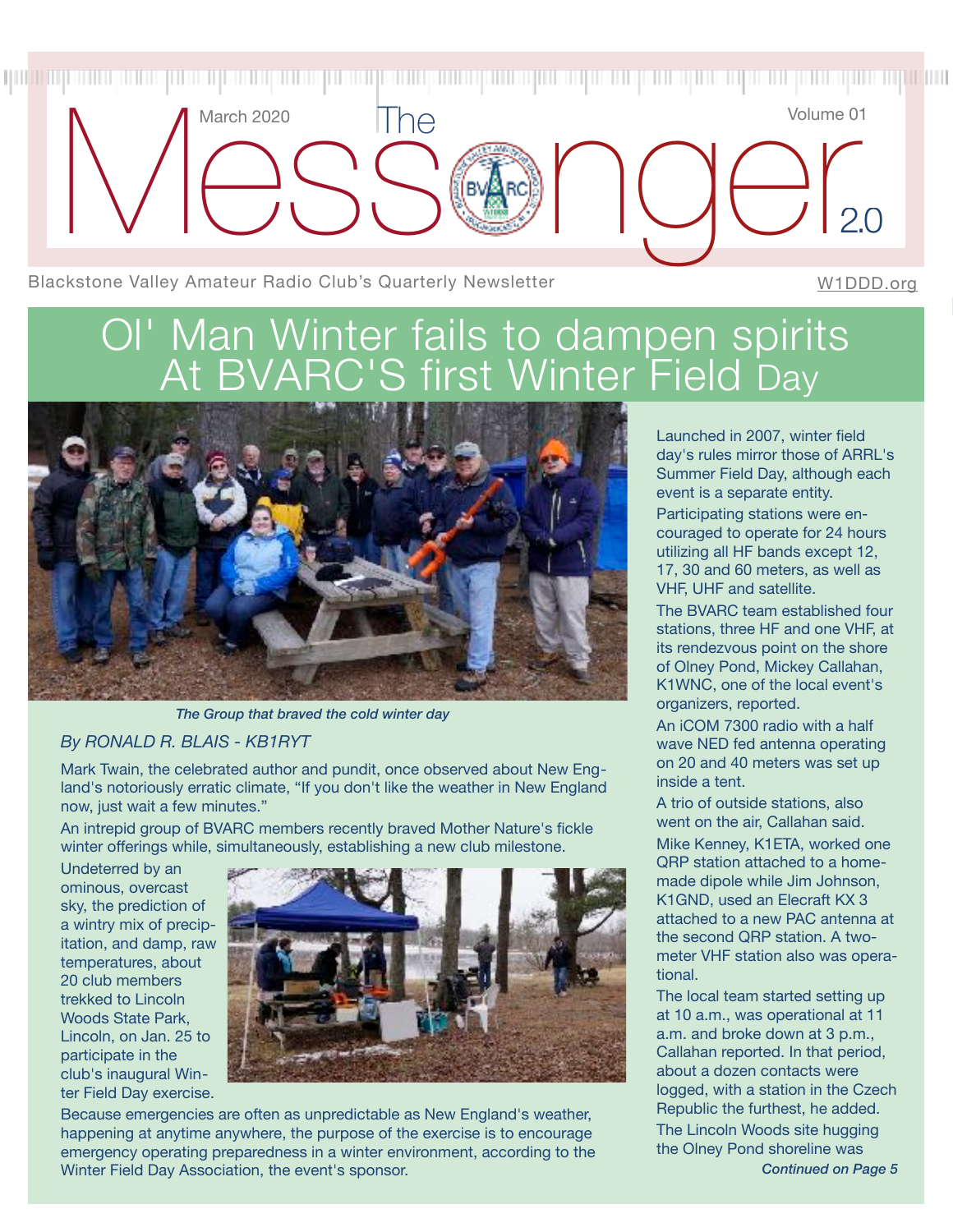# The Messenger 2.0

March 2020 — Volume 01

Blackstone Valley Amateur Radio Club's Quarterly Newsletter — W1DDD.org

## Ol' Man Winter fails to dampen spirits At BVARC'S first Winter Field Day

*The Group that braved the cold winter day*

*By RONALD R. BLAIS - KB1RYT*

Mark Twain, the celebrated author and pundit, once observed about New England's notoriously erratic climate, "If you don't like the weather in New England now, just wait a few minutes."

An intrepid group of BVARC members recently braved Mother Nature's fickle winter offerings while, simultaneously, establishing a new club milestone.

Undeterred by an ominous, overcast sky, the prediction of a wintry mix of precipitation, and damp, raw temperatures, about 20 club members trekked to Lincoln Woods State Park, Lincoln, on Jan. 25 to participate in the club's inaugural Winter Field Day exercise.

Because emergencies are often as unpredictable as New England's weather, happening at anytime anywhere, the purpose of the exercise is to encourage emergency operating preparedness in a winter environment, according to the Winter Field Day Association, the event's sponsor.

Launched in 2007, winter field day's rules mirror those of ARRL's Summer Field Day, although each event is a separate entity.

Participating stations were encouraged to operate for 24 hours utilizing all HF bands except 12, 17, 30 and 60 meters, as well as VHF, UHF and satellite.

The BVARC team established four stations, three HF and one VHF, at its rendezvous point on the shore of Olney Pond, Mickey Callahan, K1WNC, one of the local event's organizers, reported.

An iCOM 7300 radio with a half wave NED fed antenna operating on 20 and 40 meters was set up inside a tent.

A trio of outside stations, also went on the air, Callahan said.

Mike Kenney, K1ETA, worked one QRP station attached to a homemade dipole while Jim Johnson, K1GND, used an Elecraft KX 3 attached to a new PAC antenna at the second QRP station. A two-meter VHF station also was operational.

The local team started setting up at 10 a.m., was operational at 11 a.m. and broke down at 3 p.m., Callahan reported. In that period, about a dozen contacts were logged, with a station in the Czech Republic the furthest, he added.

The Lincoln Woods site hugging the Olney Pond shoreline was

*Continued on Page 5*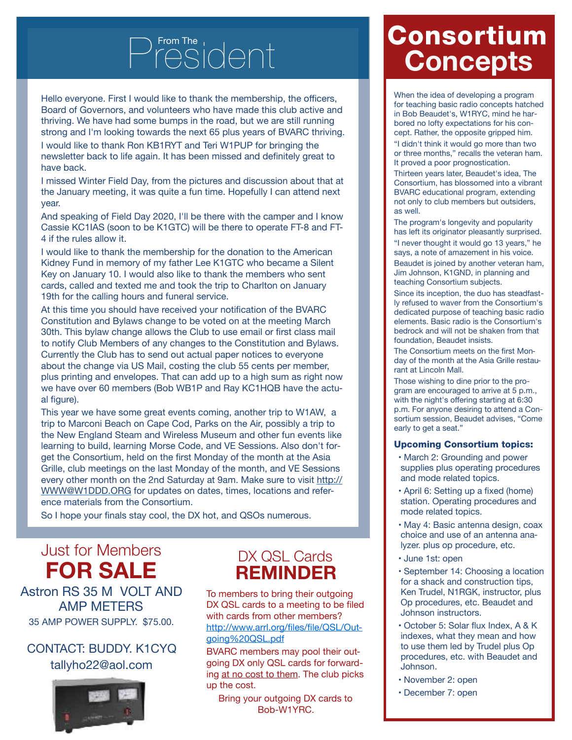# From The President

Hello everyone. First I would like to thank the membership, the officers, Board of Governors, and volunteers who have made this club active and thriving. We have had some bumps in the road, but we are still running strong and I'm looking towards the next 65 plus years of BVARC thriving.

I would like to thank Ron KB1RYT and Teri W1PUP for bringing the newsletter back to life again. It has been missed and definitely great to have back.

I missed Winter Field Day, from the pictures and discussion about that at the January meeting, it was quite a fun time. Hopefully I can attend next year.

And speaking of Field Day 2020, I'll be there with the camper and I know Cassie KC1IAS (soon to be K1GTC) will be there to operate FT-8 and FT-4 if the rules allow it.

I would like to thank the membership for the donation to the American Kidney Fund in memory of my father Lee K1GTC who became a Silent Key on January 10. I would also like to thank the members who sent cards, called and texted me and took the trip to Charlton on January 19th for the calling hours and funeral service.

At this time you should have received your notification of the BVARC Constitution and Bylaws change to be voted on at the meeting March 30th. This bylaw change allows the Club to use email or first class mail to notify Club Members of any changes to the Constitution and Bylaws. Currently the Club has to send out actual paper notices to everyone about the change via US Mail, costing the club 55 cents per member, plus printing and envelopes. That can add up to a high sum as right now we have over 60 members (Bob WB1P and Ray KC1HQB have the actual figure).

This year we have some great events coming, another trip to W1AW, a trip to Marconi Beach on Cape Cod, Parks on the Air, possibly a trip to the New England Steam and Wireless Museum and other fun events like learning to build, learning Morse Code, and VE Sessions. Also don't forget the Consortium, held on the first Monday of the month at the Asia Grille, club meetings on the last Monday of the month, and VE Sessions every other month on the 2nd Saturday at 9am. Make sure to visit http://WWW@W1DDD.ORG for updates on dates, times, locations and reference materials from the Consortium.

So I hope your finals stay cool, the DX hot, and QSOs numerous.

## Just for Members FOR SALE

Astron RS 35 M VOLT AND AMP METERS

35 AMP POWER SUPPLY. $75.00.

CONTACT: BUDDY. K1CYQ

tallyho22@aol.com

## DX QSL Cards REMINDER

To members to bring their outgoing DX QSL cards to a meeting to be filed with cards from other members? http://www.arrl.org/files/file/QSL/Outgoing%20QSL.pdf

BVARC members may pool their outgoing DX only QSL cards for forwarding at no cost to them. The club picks up the cost.

Bring your outgoing DX cards to Bob-W1YRC.

# Consortium Concepts

When the idea of developing a program for teaching basic radio concepts hatched in Bob Beaudet's, W1RYC, mind he harbored no lofty expectations for his concept. Rather, the opposite gripped him.

"I didn't think it would go more than two or three months," recalls the veteran ham. It proved a poor prognostication.

Thirteen years later, Beaudet's idea, The Consortium, has blossomed into a vibrant BVARC educational program, extending not only to club members but outsiders, as well.

The program's longevity and popularity has left its originator pleasantly surprised.

"I never thought it would go 13 years," he says, a note of amazement in his voice.

Beaudet is joined by another veteran ham, Jim Johnson, K1GND, in planning and teaching Consortium subjects.

Since its inception, the duo has steadfastly refused to waver from the Consortium's dedicated purpose of teaching basic radio elements. Basic radio is the Consortium's bedrock and will not be shaken from that foundation, Beaudet insists.

The Consortium meets on the first Monday of the month at the Asia Grille restaurant at Lincoln Mall.

Those wishing to dine prior to the program are encouraged to arrive at 5 p.m., with the night's offering starting at 6:30 p.m. For anyone desiring to attend a Consortium session, Beaudet advises, "Come early to get a seat."

### Upcoming Consortium topics:

- March 2: Grounding and power supplies plus operating procedures and mode related topics.
- April 6: Setting up a fixed (home) station. Operating procedures and mode related topics.
- May 4: Basic antenna design, coax choice and use of an antenna analyzer. plus op procedure, etc.
- June 1st: open
- September 14: Choosing a location for a shack and construction tips, Ken Trudel, N1RGK, instructor, plus Op procedures, etc. Beaudet and Johnson instructors.
- October 5: Solar flux Index, A & K indexes, what they mean and how to use them led by Trudel plus Op procedures, etc. with Beaudet and Johnson.
- November 2: open
- December 7: open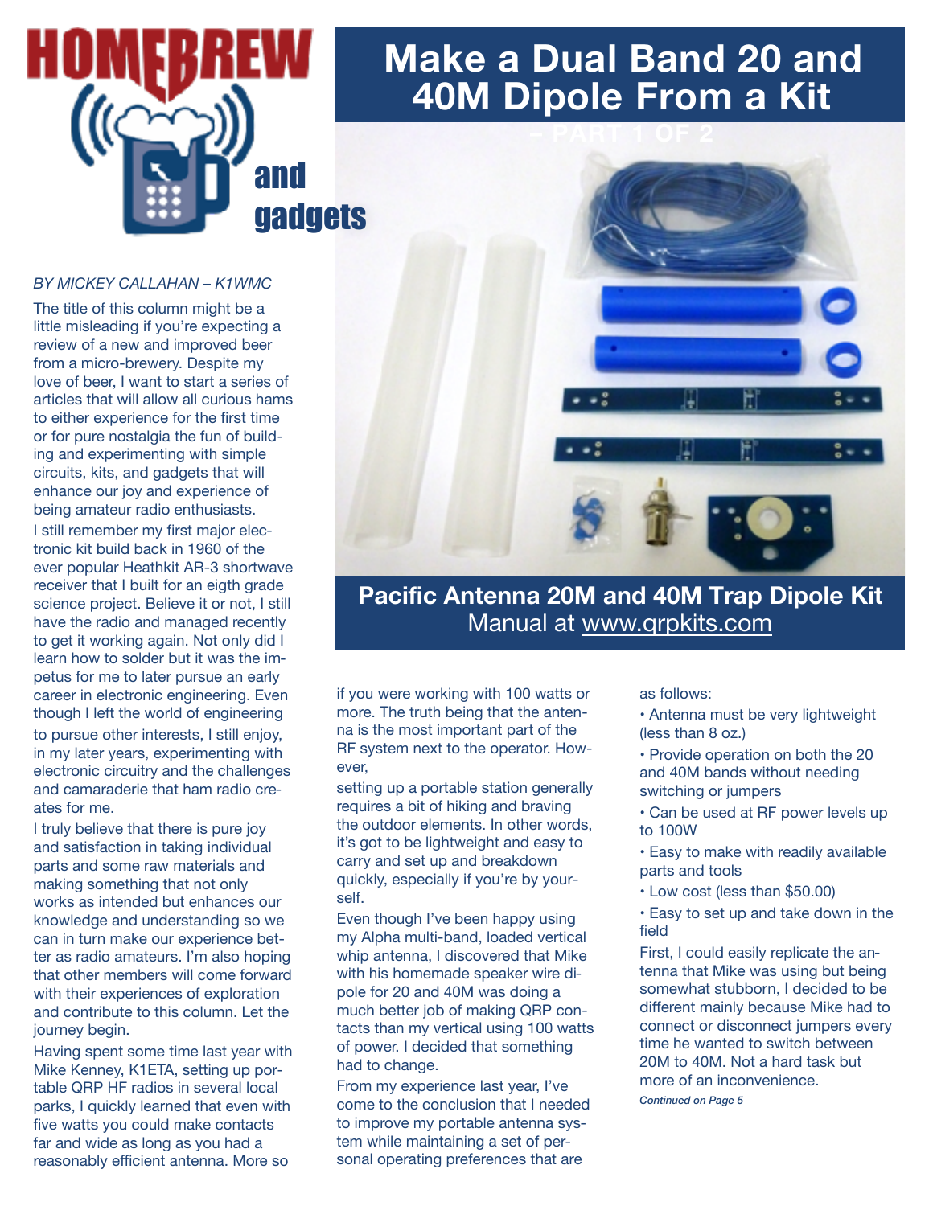# HOMEBREW and gadgets

# Make a Dual Band 20 and 40M Dipole From a Kit

– PART 1 OF 2

**Pacific Antenna 20M and 40M Trap Dipole Kit**
Manual at www.qrpkits.com

*BY MICKEY CALLAHAN – K1WMC*

The title of this column might be a little misleading if you're expecting a review of a new and improved beer from a micro-brewery. Despite my love of beer, I want to start a series of articles that will allow all curious hams to either experience for the first time or for pure nostalgia the fun of building and experimenting with simple circuits, kits, and gadgets that will enhance our joy and experience of being amateur radio enthusiasts.

I still remember my first major electronic kit build back in 1960 of the ever popular Heathkit AR-3 shortwave receiver that I built for an eigth grade science project. Believe it or not, I still have the radio and managed recently to get it working again. Not only did I learn how to solder but it was the impetus for me to later pursue an early career in electronic engineering. Even though I left the world of engineering to pursue other interests, I still enjoy, in my later years, experimenting with electronic circuitry and the challenges and camaraderie that ham radio creates for me.

I truly believe that there is pure joy and satisfaction in taking individual parts and some raw materials and making something that not only works as intended but enhances our knowledge and understanding so we can in turn make our experience better as radio amateurs. I'm also hoping that other members will come forward with their experiences of exploration and contribute to this column. Let the journey begin.

Having spent some time last year with Mike Kenney, K1ETA, setting up portable QRP HF radios in several local parks, I quickly learned that even with five watts you could make contacts far and wide as long as you had a reasonably efficient antenna. More so if you were working with 100 watts or more. The truth being that the antenna is the most important part of the RF system next to the operator. However,

setting up a portable station generally requires a bit of hiking and braving the outdoor elements. In other words, it's got to be lightweight and easy to carry and set up and breakdown quickly, especially if you're by yourself.

Even though I've been happy using my Alpha multi-band, loaded vertical whip antenna, I discovered that Mike with his homemade speaker wire dipole for 20 and 40M was doing a much better job of making QRP contacts than my vertical using 100 watts of power. I decided that something had to change.

From my experience last year, I've come to the conclusion that I needed to improve my portable antenna system while maintaining a set of personal operating preferences that are as follows:

- Antenna must be very lightweight (less than 8 oz.)
- Provide operation on both the 20 and 40M bands without needing switching or jumpers
- Can be used at RF power levels up to 100W
- Easy to make with readily available parts and tools
- Low cost (less than $50.00)
- Easy to set up and take down in the field

First, I could easily replicate the antenna that Mike was using but being somewhat stubborn, I decided to be different mainly because Mike had to connect or disconnect jumpers every time he wanted to switch between 20M to 40M. Not a hard task but more of an inconvenience.

*Continued on Page 5*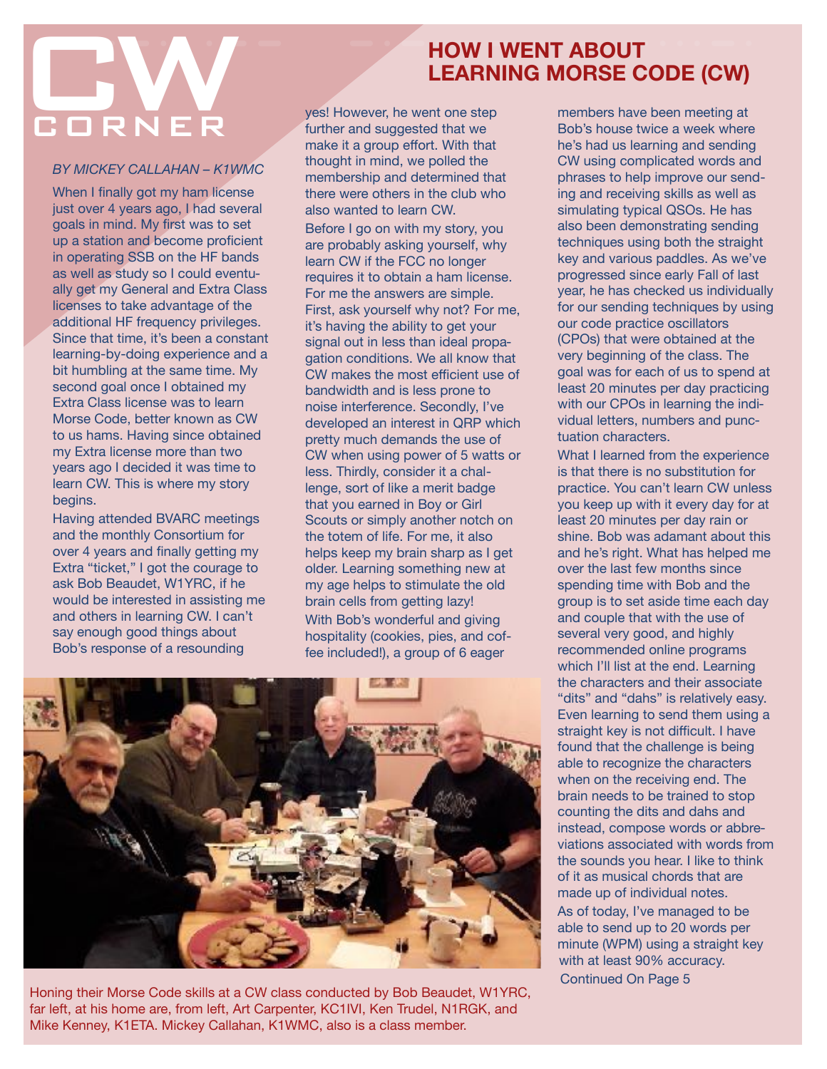# CW CORNER

## HOW I WENT ABOUT LEARNING MORSE CODE (CW)

*BY MICKEY CALLAHAN – K1WMC*

When I finally got my ham license just over 4 years ago, I had several goals in mind. My first was to set up a station and become proficient in operating SSB on the HF bands as well as study so I could eventually get my General and Extra Class licenses to take advantage of the additional HF frequency privileges. Since that time, it's been a constant learning-by-doing experience and a bit humbling at the same time. My second goal once I obtained my Extra Class license was to learn Morse Code, better known as CW to us hams. Having since obtained my Extra license more than two years ago I decided it was time to learn CW. This is where my story begins.

Having attended BVARC meetings and the monthly Consortium for over 4 years and finally getting my Extra "ticket," I got the courage to ask Bob Beaudet, W1YRC, if he would be interested in assisting me and others in learning CW. I can't say enough good things about Bob's response of a resounding yes! However, he went one step further and suggested that we make it a group effort. With that thought in mind, we polled the membership and determined that there were others in the club who also wanted to learn CW.

Before I go on with my story, you are probably asking yourself, why learn CW if the FCC no longer requires it to obtain a ham license. For me the answers are simple. First, ask yourself why not? For me, it's having the ability to get your signal out in less than ideal propagation conditions. We all know that CW makes the most efficient use of bandwidth and is less prone to noise interference. Secondly, I've developed an interest in QRP which pretty much demands the use of CW when using power of 5 watts or less. Thirdly, consider it a challenge, sort of like a merit badge that you earned in Boy or Girl Scouts or simply another notch on the totem of life. For me, it also helps keep my brain sharp as I get older. Learning something new at my age helps to stimulate the old brain cells from getting lazy!

With Bob's wonderful and giving hospitality (cookies, pies, and coffee included!), a group of 6 eager members have been meeting at Bob's house twice a week where he's had us learning and sending CW using complicated words and phrases to help improve our sending and receiving skills as well as simulating typical QSOs. He has also been demonstrating sending techniques using both the straight key and various paddles. As we've progressed since early Fall of last year, he has checked us individually for our sending techniques by using our code practice oscillators (CPOs) that were obtained at the very beginning of the class. The goal was for each of us to spend at least 20 minutes per day practicing with our CPOs in learning the individual letters, numbers and punctuation characters.

What I learned from the experience is that there is no substitution for practice. You can't learn CW unless you keep up with it every day for at least 20 minutes per day rain or shine. Bob was adamant about this and he's right. What has helped me over the last few months since spending time with Bob and the group is to set aside time each day and couple that with the use of several very good, and highly recommended online programs which I'll list at the end. Learning the characters and their associate "dits" and "dahs" is relatively easy. Even learning to send them using a straight key is not difficult. I have found that the challenge is being able to recognize the characters when on the receiving end. The brain needs to be trained to stop counting the dits and dahs and instead, compose words or abbreviations associated with words from the sounds you hear. I like to think of it as musical chords that are made up of individual notes.

As of today, I've managed to be able to send up to 20 words per minute (WPM) using a straight key with at least 90% accuracy.

Continued On Page 5

Honing their Morse Code skills at a CW class conducted by Bob Beaudet, W1YRC, far left, at his home are, from left, Art Carpenter, KC1IVI, Ken Trudel, N1RGK, and Mike Kenney, K1ETA. Mickey Callahan, K1WMC, also is a class member.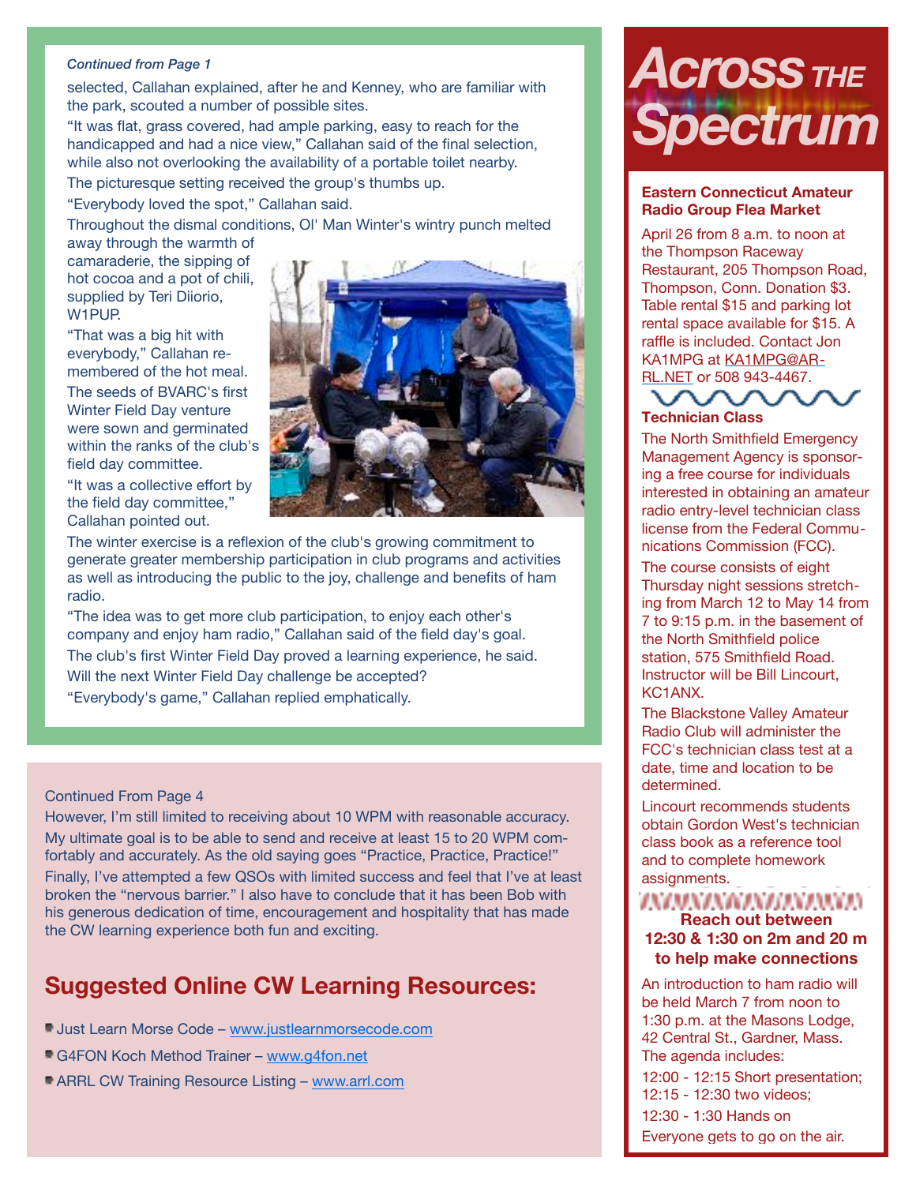*Continued from Page 1*

selected, Callahan explained, after he and Kenney, who are familiar with the park, scouted a number of possible sites.

“It was flat, grass covered, had ample parking, easy to reach for the handicapped and had a nice view,” Callahan said of the final selection, while also not overlooking the availability of a portable toilet nearby.

The picturesque setting received the group's thumbs up.

“Everybody loved the spot,” Callahan said.

Throughout the dismal conditions, Ol' Man Winter's wintry punch melted away through the warmth of camaraderie, the sipping of hot cocoa and a pot of chili, supplied by Teri Diiorio, W1PUP.

“That was a big hit with everybody,” Callahan remembered of the hot meal.

The seeds of BVARC's first Winter Field Day venture were sown and germinated within the ranks of the club's field day committee.

“It was a collective effort by the field day committee,” Callahan pointed out.

The winter exercise is a reflexion of the club's growing commitment to generate greater membership participation in club programs and activities as well as introducing the public to the joy, challenge and benefits of ham radio.

“The idea was to get more club participation, to enjoy each other's company and enjoy ham radio,” Callahan said of the field day's goal.

The club's first Winter Field Day proved a learning experience, he said.

Will the next Winter Field Day challenge be accepted?

“Everybody's game,” Callahan replied emphatically.

Continued From Page 4

However, I'm still limited to receiving about 10 WPM with reasonable accuracy. My ultimate goal is to be able to send and receive at least 15 to 20 WPM comfortably and accurately. As the old saying goes “Practice, Practice, Practice!” Finally, I've attempted a few QSOs with limited success and feel that I've at least broken the “nervous barrier.” I also have to conclude that it has been Bob with his generous dedication of time, encouragement and hospitality that has made the CW learning experience both fun and exciting.

## Suggested Online CW Learning Resources:

- Just Learn Morse Code – www.justlearnmorsecode.com
- G4FON Koch Method Trainer – www.g4fon.net
- ARRL CW Training Resource Listing – www.arrl.com

# Across THE Spectrum

### Eastern Connecticut Amateur Radio Group Flea Market

April 26 from 8 a.m. to noon at the Thompson Raceway Restaurant, 205 Thompson Road, Thompson, Conn. Donation $3. Table rental $15 and parking lot rental space available for $15. A raffle is included. Contact Jon KA1MPG at KA1MPG@ARRL.NET or 508 943-4467.

### Technician Class

The North Smithfield Emergency Management Agency is sponsoring a free course for individuals interested in obtaining an amateur radio entry-level technician class license from the Federal Communications Commission (FCC).

The course consists of eight Thursday night sessions stretching from March 12 to May 14 from 7 to 9:15 p.m. in the basement of the North Smithfield police station, 575 Smithfield Road. Instructor will be Bill Lincourt, KC1ANX.

The Blackstone Valley Amateur Radio Club will administer the FCC's technician class test at a date, time and location to be determined.

Lincourt recommends students obtain Gordon West's technician class book as a reference tool and to complete homework assignments.

### Reach out between 12:30 & 1:30 on 2m and 20 m to help make connections

An introduction to ham radio will be held March 7 from noon to 1:30 p.m. at the Masons Lodge, 42 Central St., Gardner, Mass. The agenda includes:

12:00 - 12:15 Short presentation;
12:15 - 12:30 two videos;
12:30 - 1:30 Hands on
Everyone gets to go on the air.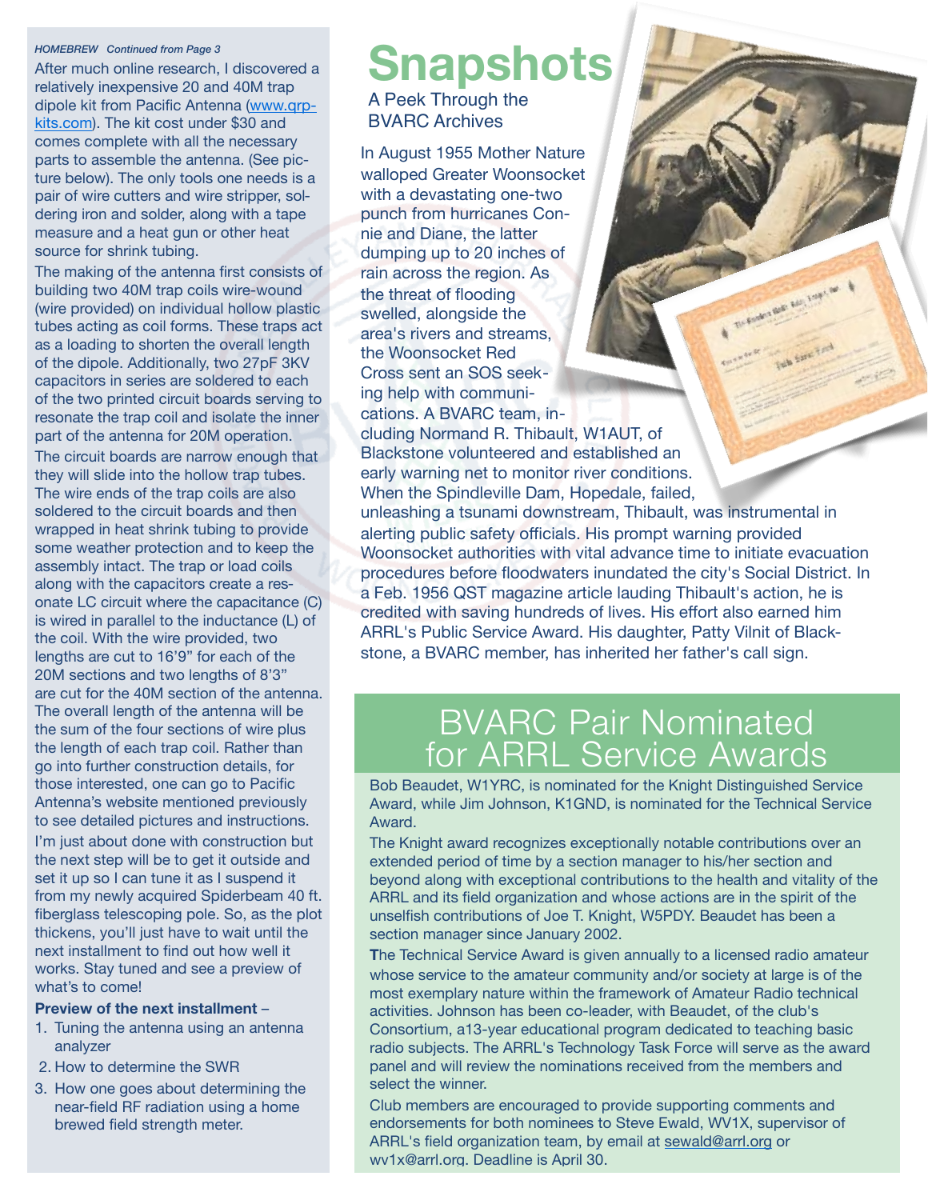*HOMEBREW Continued from Page 3*

After much online research, I discovered a relatively inexpensive 20 and 40M trap dipole kit from Pacific Antenna (www.qrp-kits.com). The kit cost under $30 and comes complete with all the necessary parts to assemble the antenna. (See picture below). The only tools one needs is a pair of wire cutters and wire stripper, soldering iron and solder, along with a tape measure and a heat gun or other heat source for shrink tubing.

The making of the antenna first consists of building two 40M trap coils wire-wound (wire provided) on individual hollow plastic tubes acting as coil forms. These traps act as a loading to shorten the overall length of the dipole. Additionally, two 27pF 3KV capacitors in series are soldered to each of the two printed circuit boards serving to resonate the trap coil and isolate the inner part of the antenna for 20M operation.

The circuit boards are narrow enough that they will slide into the hollow trap tubes. The wire ends of the trap coils are also soldered to the circuit boards and then wrapped in heat shrink tubing to provide some weather protection and to keep the assembly intact. The trap or load coils along with the capacitors create a resonate LC circuit where the capacitance (C) is wired in parallel to the inductance (L) of the coil. With the wire provided, two lengths are cut to 16'9" for each of the 20M sections and two lengths of 8'3" are cut for the 40M section of the antenna. The overall length of the antenna will be the sum of the four sections of wire plus the length of each trap coil. Rather than go into further construction details, for those interested, one can go to Pacific Antenna's website mentioned previously to see detailed pictures and instructions.

I'm just about done with construction but the next step will be to get it outside and set it up so I can tune it as I suspend it from my newly acquired Spiderbeam 40 ft. fiberglass telescoping pole. So, as the plot thickens, you'll just have to wait until the next installment to find out how well it works. Stay tuned and see a preview of what's to come!

**Preview of the next installment** –

1. Tuning the antenna using an antenna analyzer
2. How to determine the SWR
3. How one goes about determining the near-field RF radiation using a home brewed field strength meter.

# Snapshots

A Peek Through the BVARC Archives

In August 1955 Mother Nature walloped Greater Woonsocket with a devastating one-two punch from hurricanes Connie and Diane, the latter dumping up to 20 inches of rain across the region. As the threat of flooding swelled, alongside the area's rivers and streams, the Woonsocket Red Cross sent an SOS seeking help with communications. A BVARC team, including Normand R. Thibault, W1AUT, of Blackstone volunteered and established an early warning net to monitor river conditions. When the Spindleville Dam, Hopedale, failed, unleashing a tsunami downstream, Thibault, was instrumental in alerting public safety officials. His prompt warning provided Woonsocket authorities with vital advance time to initiate evacuation procedures before floodwaters inundated the city's Social District. In a Feb. 1956 QST magazine article lauding Thibault's action, he is credited with saving hundreds of lives. His effort also earned him ARRL's Public Service Award. His daughter, Patty Vilnit of Blackstone, a BVARC member, has inherited her father's call sign.

## BVARC Pair Nominated for ARRL Service Awards

Bob Beaudet, W1YRC, is nominated for the Knight Distinguished Service Award, while Jim Johnson, K1GND, is nominated for the Technical Service Award.

The Knight award recognizes exceptionally notable contributions over an extended period of time by a section manager to his/her section and beyond along with exceptional contributions to the health and vitality of the ARRL and its field organization and whose actions are in the spirit of the unselfish contributions of Joe T. Knight, W5PDY. Beaudet has been a section manager since January 2002.

The Technical Service Award is given annually to a licensed radio amateur whose service to the amateur community and/or society at large is of the most exemplary nature within the framework of Amateur Radio technical activities. Johnson has been co-leader, with Beaudet, of the club's Consortium, a13-year educational program dedicated to teaching basic radio subjects. The ARRL's Technology Task Force will serve as the award panel and will review the nominations received from the members and select the winner.

Club members are encouraged to provide supporting comments and endorsements for both nominees to Steve Ewald, WV1X, supervisor of ARRL's field organization team, by email at sewald@arrl.org or wv1x@arrl.org. Deadline is April 30.